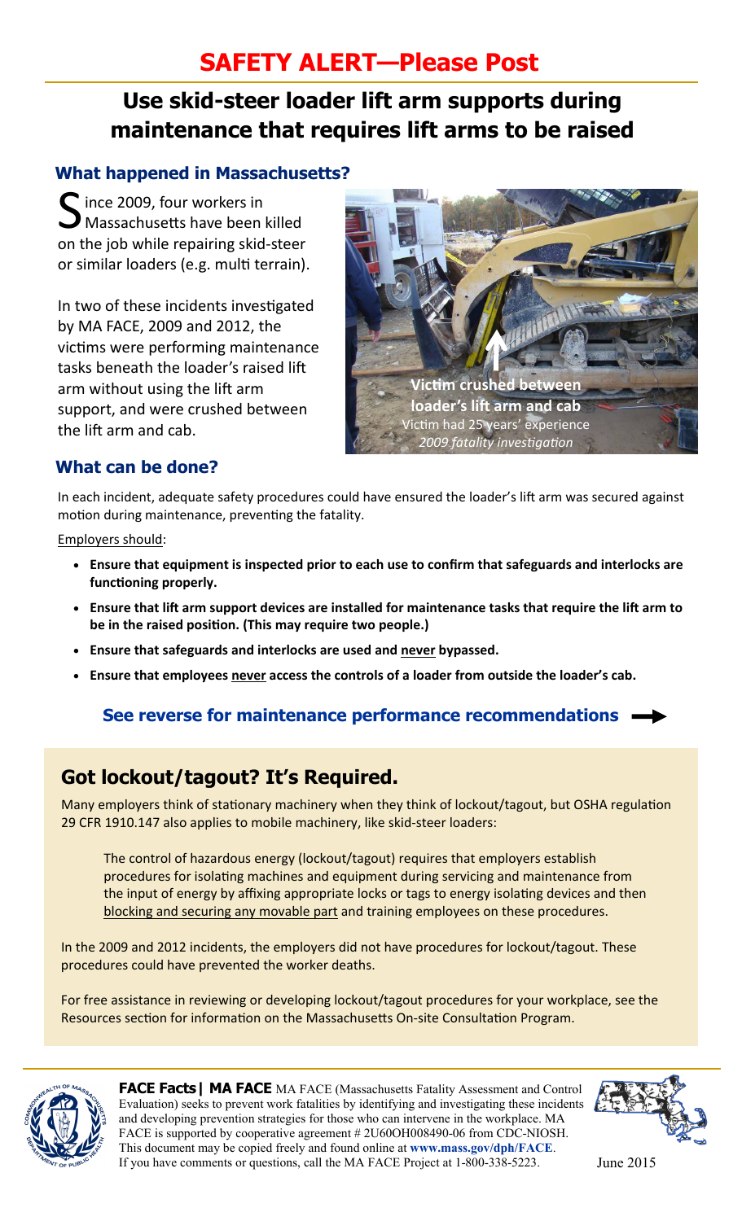# SAFETY ALERT—Please Post

## Use skid-steer loader lift arm supports during maintenance that requires lift arms to be raised

### What happened in Massachusetts?

Since 2009, four workers in Massachusetts have been killed on the job while repairing skid-steer or similar loaders (e.g. multi terrain).

In two of these incidents investigated by MA FACE, 2009 and 2012, the victims were performing maintenance tasks beneath the loader's raised lift arm without using the lift arm support, and were crushed between the lift arm and cab.

**Victim crushed between loader's lift arm and cab**
Victim had 25 years' experience
*2009 fatality investigation*

### What can be done?

In each incident, adequate safety procedures could have ensured the loader's lift arm was secured against motion during maintenance, preventing the fatality.

Employers should:

- **Ensure that equipment is inspected prior to each use to confirm that safeguards and interlocks are functioning properly.**
- **Ensure that lift arm support devices are installed for maintenance tasks that require the lift arm to be in the raised position. (This may require two people.)**
- **Ensure that safeguards and interlocks are used and never bypassed.**
- **Ensure that employees never access the controls of a loader from outside the loader's cab.**

**See reverse for maintenance performance recommendations**

## Got lockout/tagout? It's Required.

Many employers think of stationary machinery when they think of lockout/tagout, but OSHA regulation 29 CFR 1910.147 also applies to mobile machinery, like skid-steer loaders:

> The control of hazardous energy (lockout/tagout) requires that employers establish procedures for isolating machines and equipment during servicing and maintenance from the input of energy by affixing appropriate locks or tags to energy isolating devices and then blocking and securing any movable part and training employees on these procedures.

In the 2009 and 2012 incidents, the employers did not have procedures for lockout/tagout. These procedures could have prevented the worker deaths.

For free assistance in reviewing or developing lockout/tagout procedures for your workplace, see the Resources section for information on the Massachusetts On-site Consultation Program.

**FACE Facts | MA FACE** MA FACE (Massachusetts Fatality Assessment and Control Evaluation) seeks to prevent work fatalities by identifying and investigating these incidents and developing prevention strategies for those who can intervene in the workplace. MA FACE is supported by cooperative agreement # 2U60OH008490-06 from CDC-NIOSH. This document may be copied freely and found online at **www.mass.gov/dph/FACE**. If you have comments or questions, call the MA FACE Project at 1-800-338-5223.

June 2015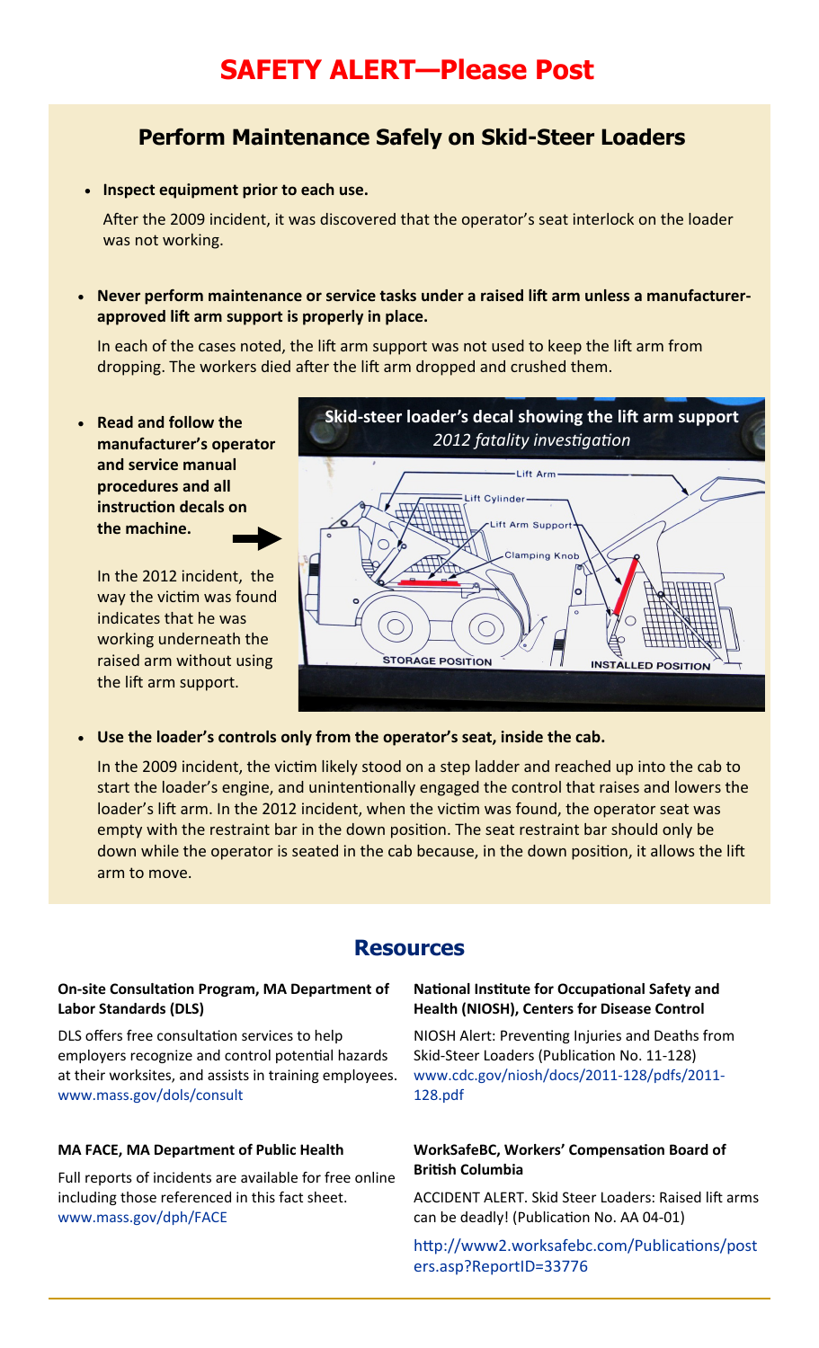# SAFETY ALERT—Please Post

## Perform Maintenance Safely on Skid-Steer Loaders

- **Inspect equipment prior to each use.**

  After the 2009 incident, it was discovered that the operator's seat interlock on the loader was not working.

- **Never perform maintenance or service tasks under a raised lift arm unless a manufacturer-approved lift arm support is properly in place.**

  In each of the cases noted, the lift arm support was not used to keep the lift arm from dropping. The workers died after the lift arm dropped and crushed them.

- **Read and follow the manufacturer's operator and service manual procedures and all instruction decals on the machine.**

  In the 2012 incident, the way the victim was found indicates that he was working underneath the raised arm without using the lift arm support.

**Skid-steer loader's decal showing the lift arm support**
*2012 fatality investigation*

Lift Arm
Lift Cylinder
Lift Arm Support
Clamping Knob
STORAGE POSITION
INSTALLED POSITION

- **Use the loader's controls only from the operator's seat, inside the cab.**

  In the 2009 incident, the victim likely stood on a step ladder and reached up into the cab to start the loader's engine, and unintentionally engaged the control that raises and lowers the loader's lift arm. In the 2012 incident, when the victim was found, the operator seat was empty with the restraint bar in the down position. The seat restraint bar should only be down while the operator is seated in the cab because, in the down position, it allows the lift arm to move.

## Resources

**On-site Consultation Program, MA Department of Labor Standards (DLS)**

DLS offers free consultation services to help employers recognize and control potential hazards at their worksites, and assists in training employees.
www.mass.gov/dols/consult

**MA FACE, MA Department of Public Health**

Full reports of incidents are available for free online including those referenced in this fact sheet.
www.mass.gov/dph/FACE

**National Institute for Occupational Safety and Health (NIOSH), Centers for Disease Control**

NIOSH Alert: Preventing Injuries and Deaths from Skid-Steer Loaders (Publication No. 11-128)
www.cdc.gov/niosh/docs/2011-128/pdfs/2011-128.pdf

**WorkSafeBC, Workers' Compensation Board of British Columbia**

ACCIDENT ALERT. Skid Steer Loaders: Raised lift arms can be deadly! (Publication No. AA 04-01)

http://www2.worksafebc.com/Publications/posters.asp?ReportID=33776